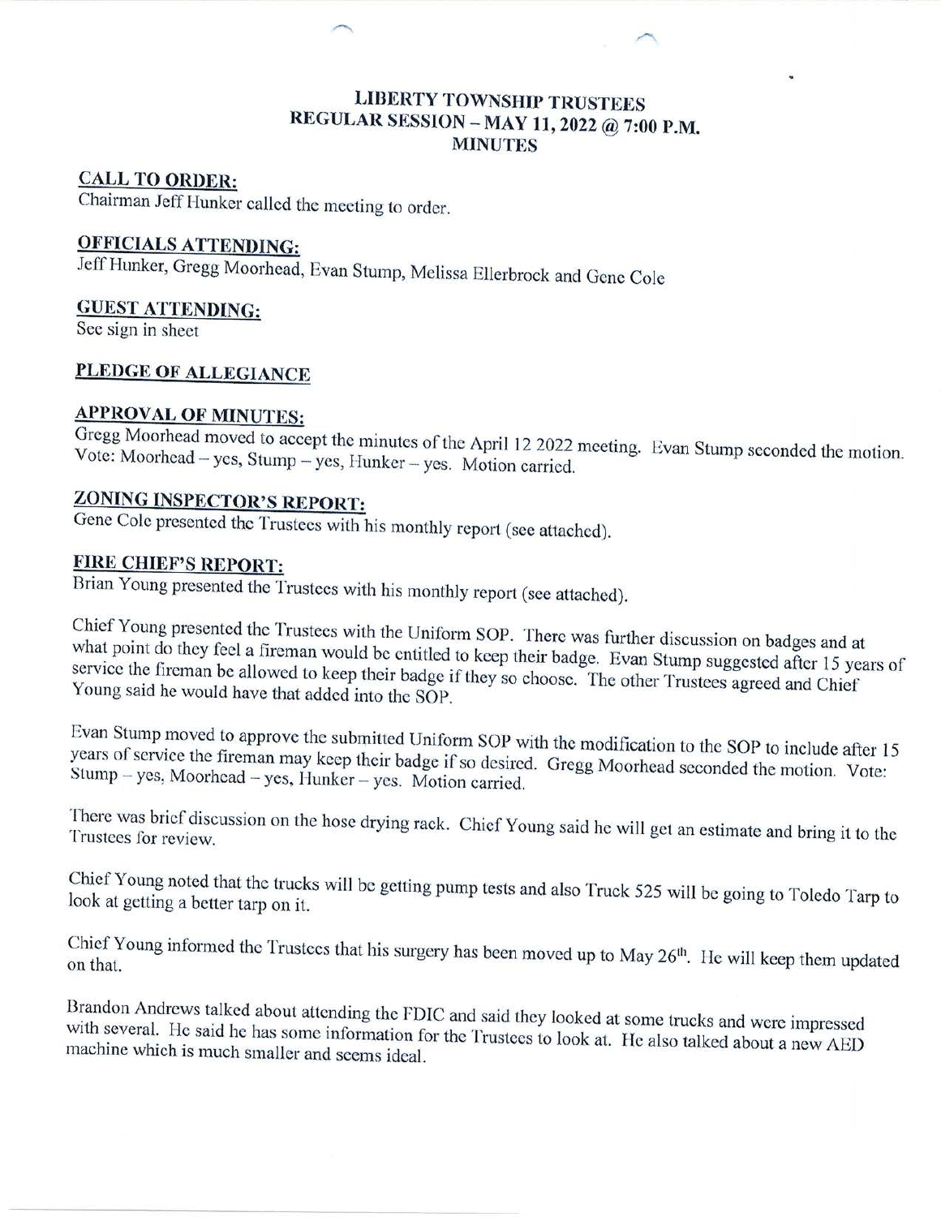# LIBERTY TOWNSHIP TRUSTEES
## REGULAR SESSION – MAY 11, 2022 @ 7:00 P.M.
## MINUTES

**CALL TO ORDER:**
Chairman Jeff Hunker called the meeting to order.

**OFFICIALS ATTENDING:**
Jeff Hunker, Gregg Moorhead, Evan Stump, Melissa Ellerbrock and Gene Cole

**GUEST ATTENDING:**
See sign in sheet

**PLEDGE OF ALLEGIANCE**

**APPROVAL OF MINUTES:**
Gregg Moorhead moved to accept the minutes of the April 12 2022 meeting. Evan Stump seconded the motion. Vote: Moorhead – yes, Stump – yes, Hunker – yes. Motion carried.

**ZONING INSPECTOR'S REPORT:**
Gene Cole presented the Trustees with his monthly report (see attached).

**FIRE CHIEF'S REPORT:**
Brian Young presented the Trustees with his monthly report (see attached).

Chief Young presented the Trustees with the Uniform SOP. There was further discussion on badges and at what point do they feel a fireman would be entitled to keep their badge. Evan Stump suggested after 15 years of service the fireman be allowed to keep their badge if they so choose. The other Trustees agreed and Chief Young said he would have that added into the SOP.

Evan Stump moved to approve the submitted Uniform SOP with the modification to the SOP to include after 15 years of service the fireman may keep their badge if so desired. Gregg Moorhead seconded the motion. Vote: Stump – yes, Moorhead – yes, Hunker – yes. Motion carried.

There was brief discussion on the hose drying rack. Chief Young said he will get an estimate and bring it to the Trustees for review.

Chief Young noted that the trucks will be getting pump tests and also Truck 525 will be going to Toledo Tarp to look at getting a better tarp on it.

Chief Young informed the Trustees that his surgery has been moved up to May 26th. He will keep them updated on that.

Brandon Andrews talked about attending the FDIC and said they looked at some trucks and were impressed with several. He said he has some information for the Trustees to look at. He also talked about a new AED machine which is much smaller and seems ideal.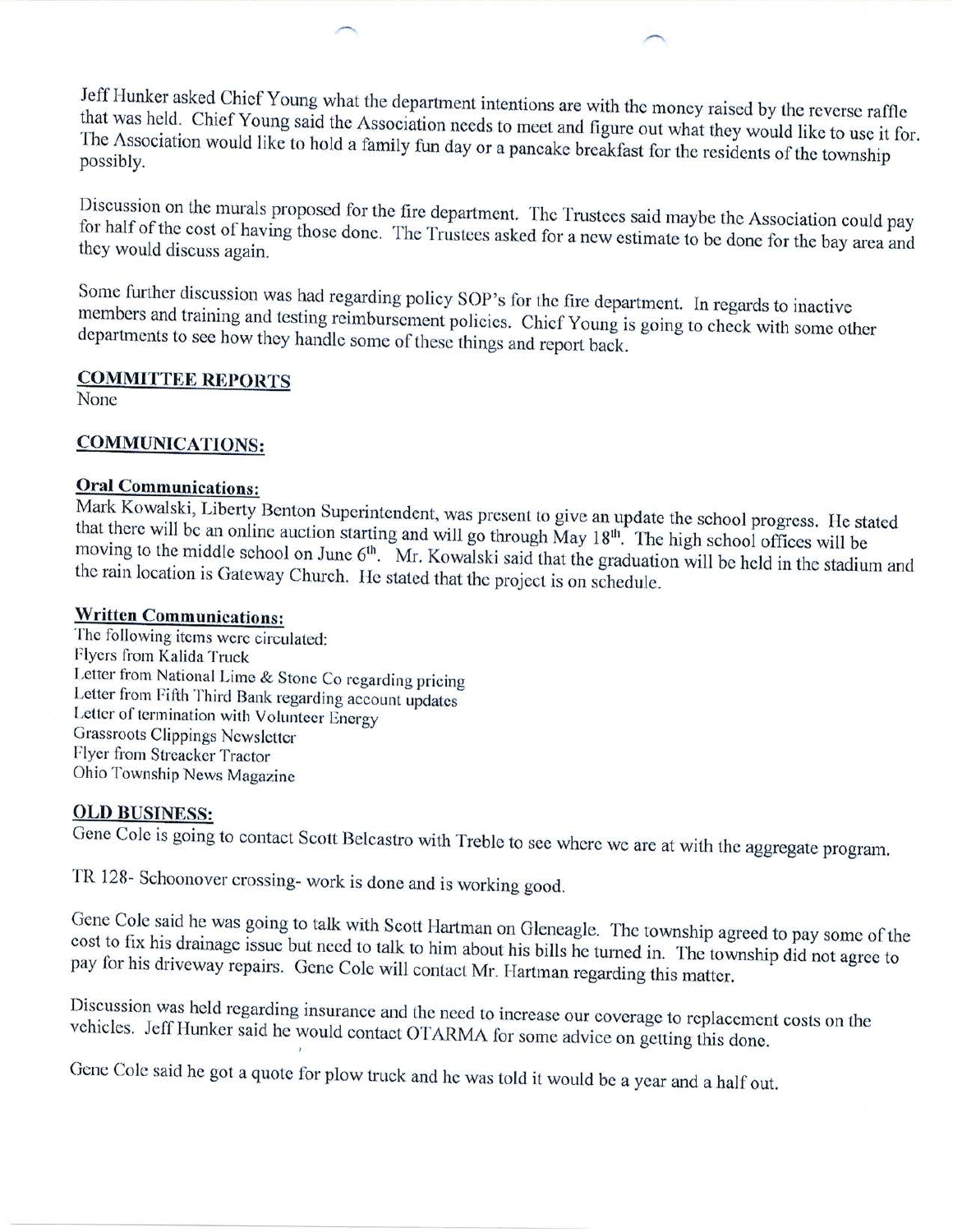Jeff Hunker asked Chief Young what the department intentions are with the money raised by the reverse raffle that was held. Chief Young said the Association needs to meet and figure out what they would like to use it for. The Association would like to hold a family fun day or a pancake breakfast for the residents of the township possibly.

Discussion on the murals proposed for the fire department. The Trustees said maybe the Association could pay for half of the cost of having those done. The Trustees asked for a new estimate to be done for the bay area and they would discuss again.

Some further discussion was had regarding policy SOP's for the fire department. In regards to inactive members and training and testing reimbursement policies. Chief Young is going to check with some other departments to see how they handle some of these things and report back.

## COMMITTEE REPORTS

None

## COMMUNICATIONS:

### Oral Communications:

Mark Kowalski, Liberty Benton Superintendent, was present to give an update the school progress. He stated that there will be an online auction starting and will go through May 18th. The high school offices will be moving to the middle school on June 6th. Mr. Kowalski said that the graduation will be held in the stadium and the rain location is Gateway Church. He stated that the project is on schedule.

### Written Communications:

The following items were circulated:
Flyers from Kalida Truck
Letter from National Lime & Stone Co regarding pricing
Letter from Fifth Third Bank regarding account updates
Letter of termination with Volunteer Energy
Grassroots Clippings Newsletter
Flyer from Streacker Tractor
Ohio Township News Magazine

## OLD BUSINESS:

Gene Cole is going to contact Scott Belcastro with Treble to see where we are at with the aggregate program.

TR 128- Schoonover crossing- work is done and is working good.

Gene Cole said he was going to talk with Scott Hartman on Gleneagle. The township agreed to pay some of the cost to fix his drainage issue but need to talk to him about his bills he turned in. The township did not agree to pay for his driveway repairs. Gene Cole will contact Mr. Hartman regarding this matter.

Discussion was held regarding insurance and the need to increase our coverage to replacement costs on the vehicles. Jeff Hunker said he would contact OTARMA for some advice on getting this done.

Gene Cole said he got a quote for plow truck and he was told it would be a year and a half out.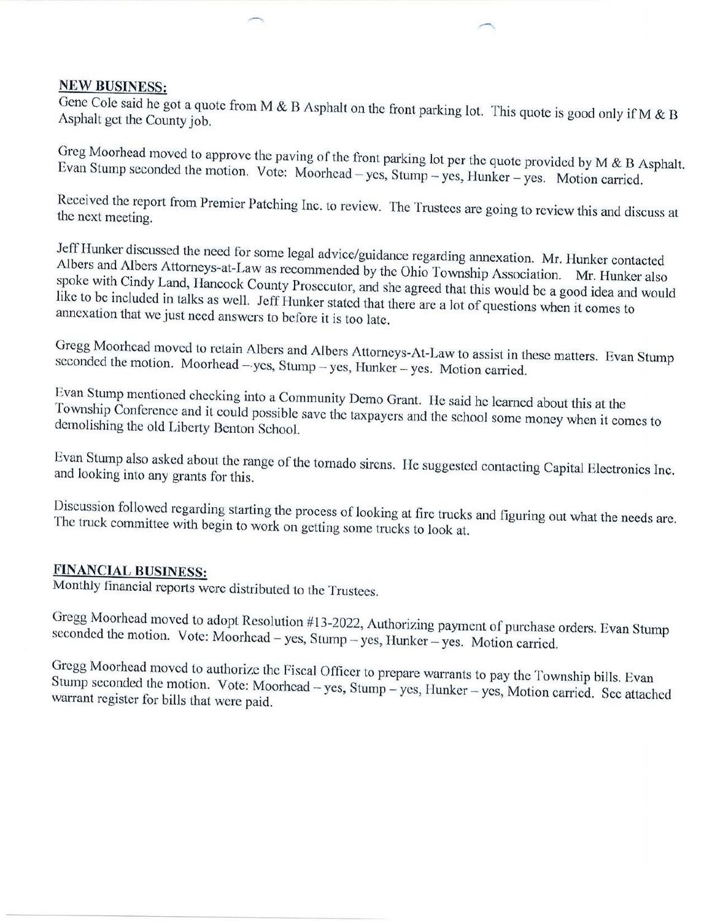**NEW BUSINESS:**

Gene Cole said he got a quote from M & B Asphalt on the front parking lot. This quote is good only if M & B Asphalt get the County job.

Greg Moorhead moved to approve the paving of the front parking lot per the quote provided by M & B Asphalt. Evan Stump seconded the motion. Vote: Moorhead – yes, Stump – yes, Hunker – yes. Motion carried.

Received the report from Premier Patching Inc. to review. The Trustees are going to review this and discuss at the next meeting.

Jeff Hunker discussed the need for some legal advice/guidance regarding annexation. Mr. Hunker contacted Albers and Albers Attorneys-at-Law as recommended by the Ohio Township Association. Mr. Hunker also spoke with Cindy Land, Hancock County Prosecutor, and she agreed that this would be a good idea and would like to be included in talks as well. Jeff Hunker stated that there are a lot of questions when it comes to annexation that we just need answers to before it is too late.

Gregg Moorhead moved to retain Albers and Albers Attorneys-At-Law to assist in these matters. Evan Stump seconded the motion. Moorhead – yes, Stump – yes, Hunker – yes. Motion carried.

Evan Stump mentioned checking into a Community Demo Grant. He said he learned about this at the Township Conference and it could possible save the taxpayers and the school some money when it comes to demolishing the old Liberty Benton School.

Evan Stump also asked about the range of the tornado sirens. He suggested contacting Capital Electronics Inc. and looking into any grants for this.

Discussion followed regarding starting the process of looking at fire trucks and figuring out what the needs are. The truck committee with begin to work on getting some trucks to look at.

**FINANCIAL BUSINESS:**

Monthly financial reports were distributed to the Trustees.

Gregg Moorhead moved to adopt Resolution #13-2022, Authorizing payment of purchase orders. Evan Stump seconded the motion. Vote: Moorhead – yes, Stump – yes, Hunker – yes. Motion carried.

Gregg Moorhead moved to authorize the Fiscal Officer to prepare warrants to pay the Township bills. Evan Stump seconded the motion. Vote: Moorhead – yes, Stump – yes, Hunker – yes, Motion carried. See attached warrant register for bills that were paid.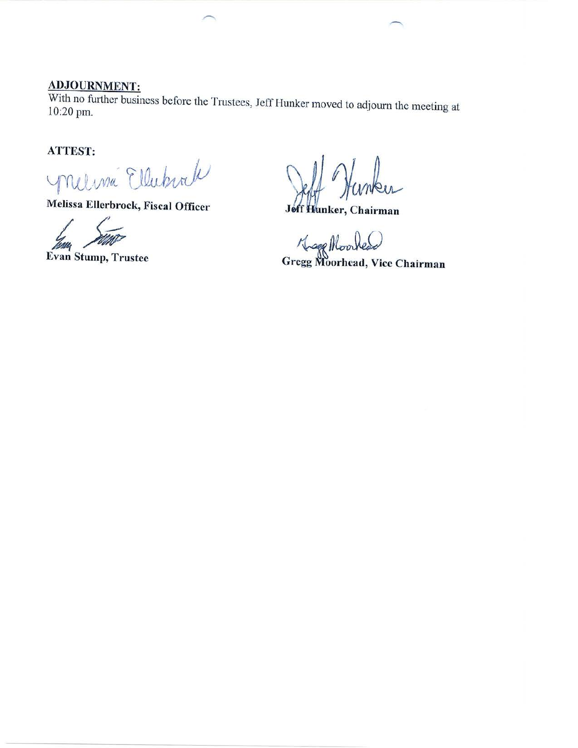**ADJOURNMENT:**

With no further business before the Trustees, Jeff Hunker moved to adjourn the meeting at 10:20 pm.

**ATTEST:**

**Melissa Ellerbrock, Fiscal Officer**

**Jeff Hunker, Chairman**

**Evan Stump, Trustee**

**Gregg Moorhead, Vice Chairman**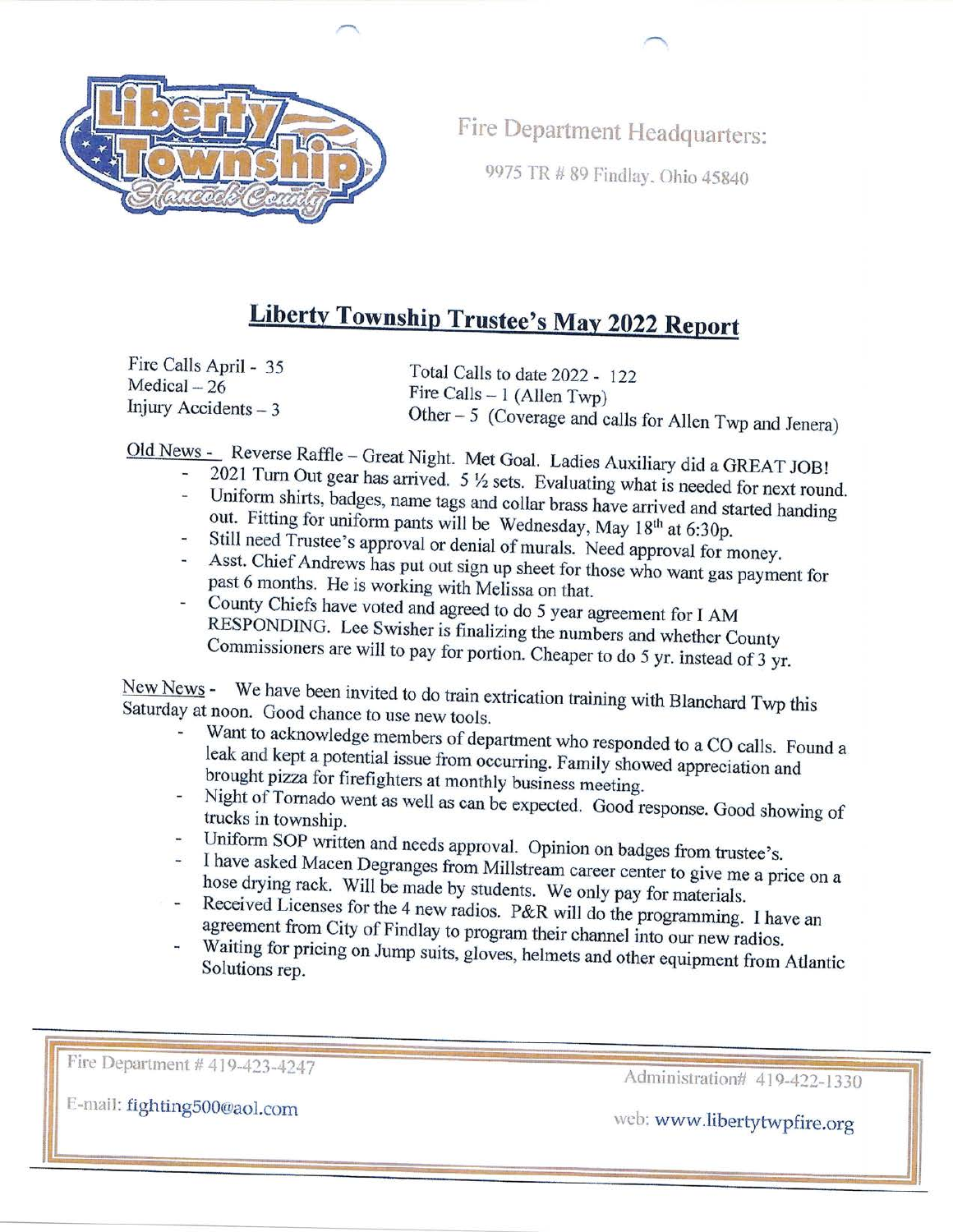Fire Department Headquarters:

9975 TR # 89 Findlay, Ohio 45840

# Liberty Township Trustee's May 2022 Report

Fire Calls April - 35
Medical – 26
Injury Accidents – 3

Total Calls to date 2022 - 122
Fire Calls – 1 (Allen Twp)
Other – 5 (Coverage and calls for Allen Twp and Jenera)

Old News - Reverse Raffle – Great Night. Met Goal. Ladies Auxiliary did a GREAT JOB!

- 2021 Turn Out gear has arrived. 5 ½ sets. Evaluating what is needed for next round.
- Uniform shirts, badges, name tags and collar brass have arrived and started handing out. Fitting for uniform pants will be Wednesday, May 18th at 6:30p.
- Still need Trustee's approval or denial of murals. Need approval for money.
- Asst. Chief Andrews has put out sign up sheet for those who want gas payment for past 6 months. He is working with Melissa on that.
- County Chiefs have voted and agreed to do 5 year agreement for I AM RESPONDING. Lee Swisher is finalizing the numbers and whether County Commissioners are will to pay for portion. Cheaper to do 5 yr. instead of 3 yr.

New News - We have been invited to do train extrication training with Blanchard Twp this Saturday at noon. Good chance to use new tools.

- Want to acknowledge members of department who responded to a CO calls. Found a leak and kept a potential issue from occurring. Family showed appreciation and brought pizza for firefighters at monthly business meeting.
- Night of Tornado went as well as can be expected. Good response. Good showing of trucks in township.
- Uniform SOP written and needs approval. Opinion on badges from trustee's.
- I have asked Macen Degranges from Millstream career center to give me a price on a hose drying rack. Will be made by students. We only pay for materials.
- Received Licenses for the 4 new radios. P&R will do the programming. I have an agreement from City of Findlay to program their channel into our new radios.
- Waiting for pricing on Jump suits, gloves, helmets and other equipment from Atlantic Solutions rep.

Fire Department # 419-423-4247
E-mail: fighting500@aol.com
Administration# 419-422-1330
web: www.libertytwpfire.org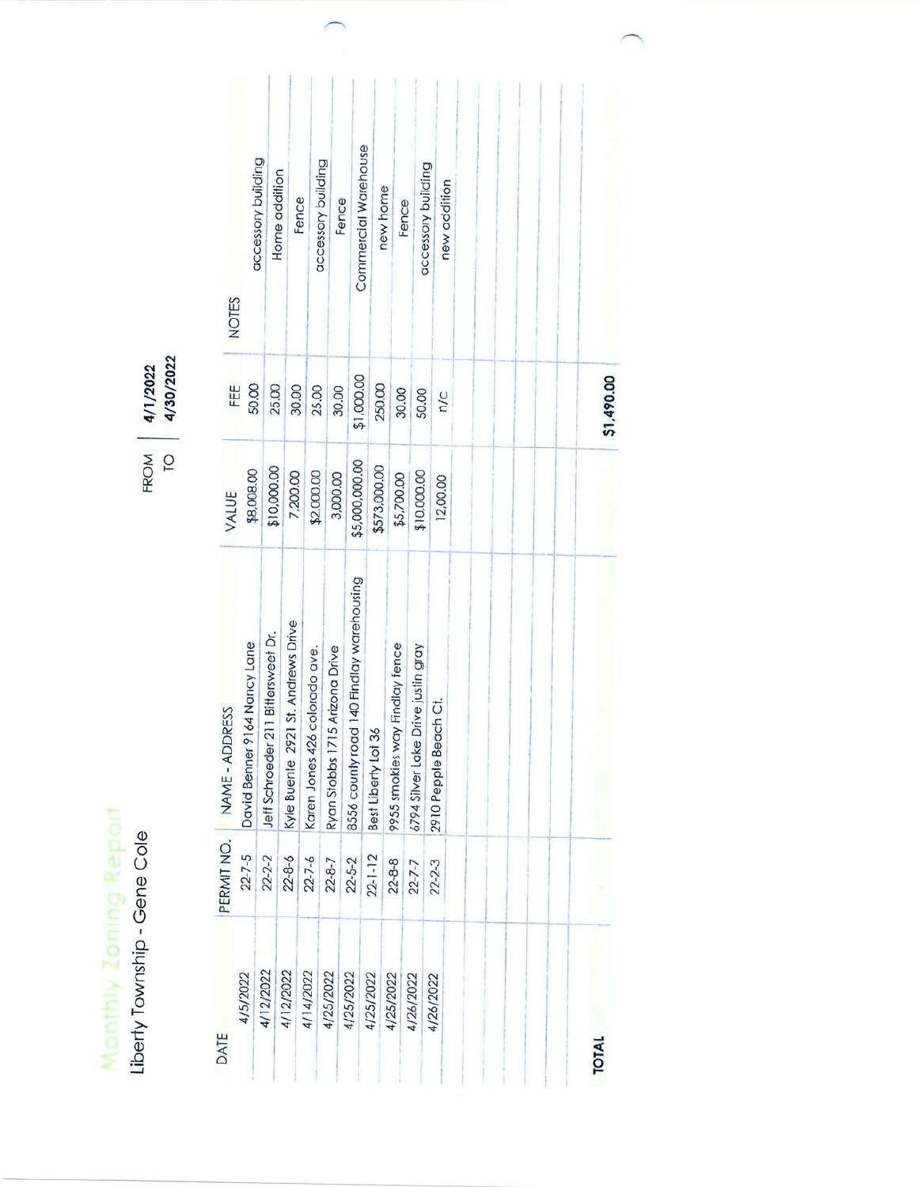# Monthly Zoning Report

Liberty Township - Gene Cole

FROM 4/1/2022
TO 4/30/2022

| DATE | PERMIT NO. | NAME - ADDRESS | VALUE | FEE | NOTES | |
|---|---|---|---|---|---|---|
| 4/5/2022 | 22-7-5 | David Benner 9164 Nancy Lane | $8,008.00 | 50.00 | | accessory building |
| 4/12/2022 | 22-2-2 | Jeff Schroeder 211 Bittersweet Dr. | $10,000.00 | 25.00 | | Home addition |
| 4/12/2022 | 22-8-6 | Kyle Buente 2921 St. Andrews Drive | 7,200.00 | 30.00 | | Fence |
| 4/14/2022 | 22-7-6 | Karen Jones 426 colorado ave. | $2,000.00 | 25.00 | | accessory building |
| 4/25/2022 | 22-8-7 | Ryan Stobbs 1715 Arizona Drive | 3,000.00 | 30.00 | | Fence |
| 4/25/2022 | 22-5-2 | 8556 county road 140 Findlay warehousing | $5,000,000.00 | $1,000.00 | | Commercial Warehouse |
| 4/25/2022 | 22-1-12 | Best Liberty Lot 36 | $573,000.00 | 250.00 | | new home |
| 4/25/2022 | 22-8-8 | 9955 smokies way Findlay fence | $5,700.00 | 30.00 | | Fence |
| 4/26/2022 | 22-7-7 | 6794 Silver Lake Drive justin gray | $10,000.00 | 50.00 | | accessory building |
| 4/26/2022 | 22-2-3 | 2910 Pepple Beach Ct. | 12,00.00 | n/c | | new addition |
| **TOTAL** | | | | $1,490.00 | | |